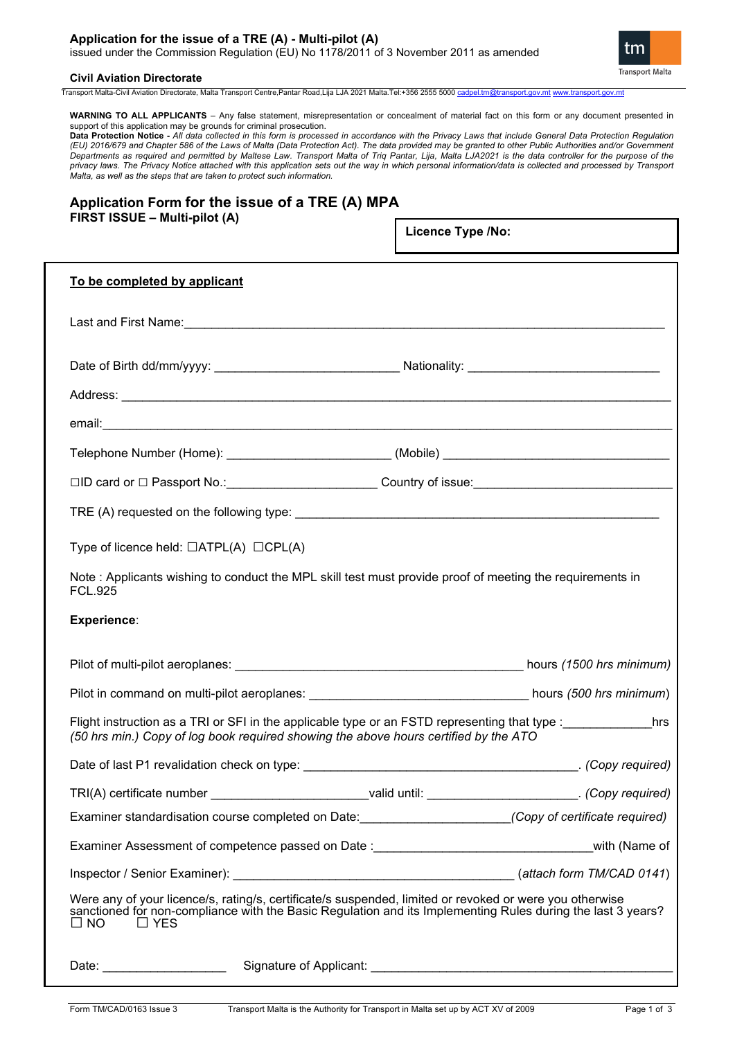**Application for the issue of a TRE (A) - Multi-pilot (A)**
issued under the Commission Regulation (EU) No 1178/2011 of 3 November 2011 as amended

**Civil Aviation Directorate**

Transport Malta-Civil Aviation Directorate, Malta Transport Centre,Pantar Road,Lija LJA 2021 Malta.Tel:+356 2555 5000 cadpel.tm@transport.gov.mt www.transport.gov.mt

**WARNING TO ALL APPLICANTS** – Any false statement, misrepresentation or concealment of material fact on this form or any document presented in support of this application may be grounds for criminal prosecution.
**Data Protection Notice -** *All data collected in this form is processed in accordance with the Privacy Laws that include General Data Protection Regulation (EU) 2016/679 and Chapter 586 of the Laws of Malta (Data Protection Act). The data provided may be granted to other Public Authorities and/or Government Departments as required and permitted by Maltese Law. Transport Malta of Triq Pantar, Lija, Malta LJA2021 is the data controller for the purpose of the privacy laws. The Privacy Notice attached with this application sets out the way in which personal information/data is collected and processed by Transport Malta, as well as the steps that are taken to protect such information.*

## Application Form for the issue of a TRE (A) MPA

**FIRST ISSUE – Multi-pilot (A)**

**Licence Type /No:**

**To be completed by applicant**

Last and First Name:_______________________________________________

Date of Birth dd/mm/yyyy: ____________________ Nationality: ____________________

Address: _______________________________________________

email:_______________________________________________

Telephone Number (Home): ____________________ (Mobile) ____________________

☐ID card or ☐ Passport No.:__________________ Country of issue:__________________

TRE (A) requested on the following type: ______________________________

Type of licence held: ☐ATPL(A) ☐CPL(A)

Note : Applicants wishing to conduct the MPL skill test must provide proof of meeting the requirements in FCL.925

**Experience**:

Pilot of multi-pilot aeroplanes: ______________________________ hours *(1500 hrs minimum)*

Pilot in command on multi-pilot aeroplanes: ______________________________ hours *(500 hrs minimum)*

Flight instruction as a TRI or SFI in the applicable type or an FSTD representing that type :____________hrs *(50 hrs min.) Copy of log book required showing the above hours certified by the ATO*

Date of last P1 revalidation check on type: ______________________________. *(Copy required)*

TRI(A) certificate number ____________________valid until: ____________________. *(Copy required)*

Examiner standardisation course completed on Date:____________________*(Copy of certificate required)*

Examiner Assessment of competence passed on Date :______________________________with (Name of Inspector / Senior Examiner): ______________________________ *(attach form TM/CAD 0141)*

Were any of your licence/s, rating/s, certificate/s suspended, limited or revoked or were you otherwise sanctioned for non-compliance with the Basic Regulation and its Implementing Rules during the last 3 years?
☐ NO ☐ YES

Date: ________________ Signature of Applicant: ______________________________

Form TM/CAD/0163 Issue 3 Transport Malta is the Authority for Transport in Malta set up by ACT XV of 2009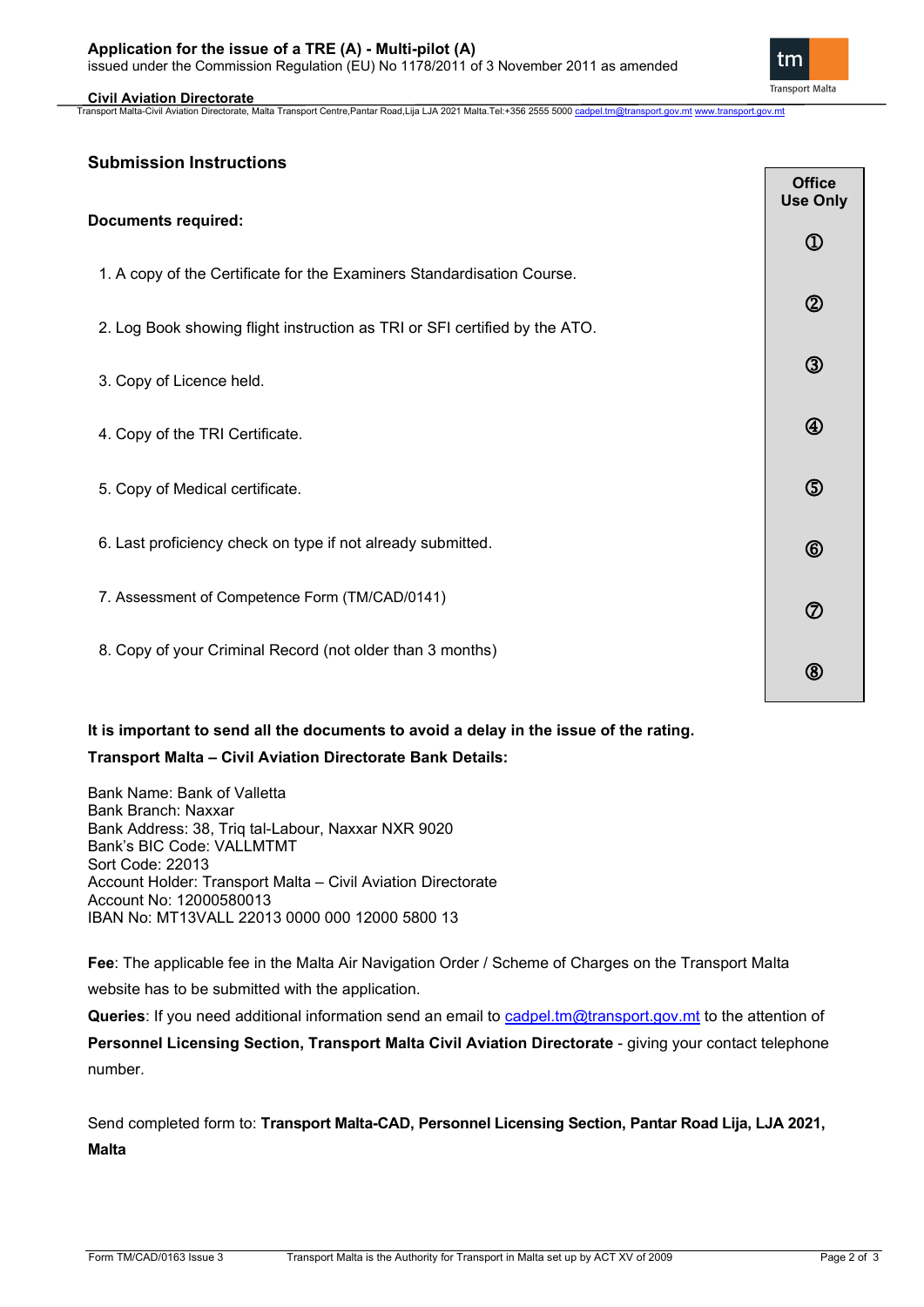## Submission Instructions

**Documents required:**

| Documents | Office Use Only |
|---|---|
| 1. A copy of the Certificate for the Examiners Standardisation Course. | ① |
| 2. Log Book showing flight instruction as TRI or SFI certified by the ATO. | ② |
| 3. Copy of Licence held. | ③ |
| 4. Copy of the TRI Certificate. | ④ |
| 5. Copy of Medical certificate. | ⑤ |
| 6. Last proficiency check on type if not already submitted. | ⑥ |
| 7. Assessment of Competence Form (TM/CAD/0141) | ⑦ |
| 8. Copy of your Criminal Record (not older than 3 months) | ⑧ |

**It is important to send all the documents to avoid a delay in the issue of the rating.**

**Transport Malta – Civil Aviation Directorate Bank Details:**

Bank Name: Bank of Valletta
Bank Branch: Naxxar
Bank Address: 38, Triq tal-Labour, Naxxar NXR 9020
Bank's BIC Code: VALLMTMT
Sort Code: 22013
Account Holder: Transport Malta – Civil Aviation Directorate
Account No: 12000580013
IBAN No: MT13VALL 22013 0000 000 12000 5800 13

**Fee**: The applicable fee in the Malta Air Navigation Order / Scheme of Charges on the Transport Malta website has to be submitted with the application.

**Queries**: If you need additional information send an email to cadpel.tm@transport.gov.mt to the attention of **Personnel Licensing Section, Transport Malta Civil Aviation Directorate** - giving your contact telephone number.

Send completed form to: **Transport Malta-CAD, Personnel Licensing Section, Pantar Road Lija, LJA 2021, Malta**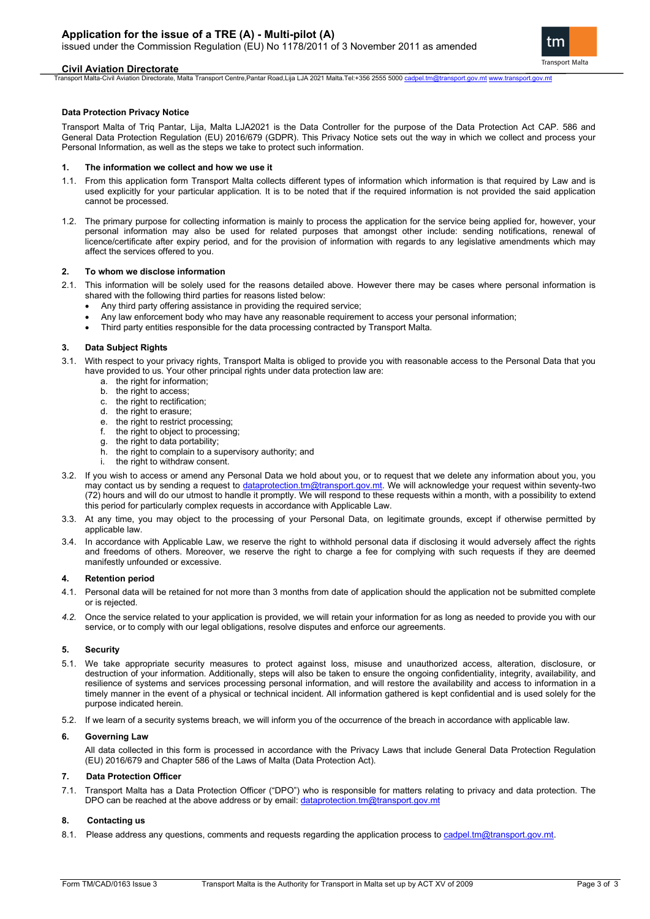## Data Protection Privacy Notice

Transport Malta of Triq Pantar, Lija, Malta LJA2021 is the Data Controller for the purpose of the Data Protection Act CAP. 586 and General Data Protection Regulation (EU) 2016/679 (GDPR). This Privacy Notice sets out the way in which we collect and process your Personal Information, as well as the steps we take to protect such information.

### 1. The information we collect and how we use it

1.1. From this application form Transport Malta collects different types of information which information is that required by Law and is used explicitly for your particular application. It is to be noted that if the required information is not provided the said application cannot be processed.

1.2. The primary purpose for collecting information is mainly to process the application for the service being applied for, however, your personal information may also be used for related purposes that amongst other include: sending notifications, renewal of licence/certificate after expiry period, and for the provision of information with regards to any legislative amendments which may affect the services offered to you.

### 2. To whom we disclose information

2.1. This information will be solely used for the reasons detailed above. However there may be cases where personal information is shared with the following third parties for reasons listed below:

- Any third party offering assistance in providing the required service;
- Any law enforcement body who may have any reasonable requirement to access your personal information;
- Third party entities responsible for the data processing contracted by Transport Malta.

### 3. Data Subject Rights

3.1. With respect to your privacy rights, Transport Malta is obliged to provide you with reasonable access to the Personal Data that you have provided to us. Your other principal rights under data protection law are:

a. the right for information;
b. the right to access;
c. the right to rectification;
d. the right to erasure;
e. the right to restrict processing;
f. the right to object to processing;
g. the right to data portability;
h. the right to complain to a supervisory authority; and
i. the right to withdraw consent.

3.2. If you wish to access or amend any Personal Data we hold about you, or to request that we delete any information about you, you may contact us by sending a request to dataprotection.tm@transport.gov.mt. We will acknowledge your request within seventy-two (72) hours and will do our utmost to handle it promptly. We will respond to these requests within a month, with a possibility to extend this period for particularly complex requests in accordance with Applicable Law.

3.3. At any time, you may object to the processing of your Personal Data, on legitimate grounds, except if otherwise permitted by applicable law.

3.4. In accordance with Applicable Law, we reserve the right to withhold personal data if disclosing it would adversely affect the rights and freedoms of others. Moreover, we reserve the right to charge a fee for complying with such requests if they are deemed manifestly unfounded or excessive.

### 4. Retention period

4.1. Personal data will be retained for not more than 3 months from date of application should the application not be submitted complete or is rejected.

*4.2.* Once the service related to your application is provided, we will retain your information for as long as needed to provide you with our service, or to comply with our legal obligations, resolve disputes and enforce our agreements.

### 5. Security

5.1. We take appropriate security measures to protect against loss, misuse and unauthorized access, alteration, disclosure, or destruction of your information. Additionally, steps will also be taken to ensure the ongoing confidentiality, integrity, availability, and resilience of systems and services processing personal information, and will restore the availability and access to information in a timely manner in the event of a physical or technical incident. All information gathered is kept confidential and is used solely for the purpose indicated herein.

5.2. If we learn of a security systems breach, we will inform you of the occurrence of the breach in accordance with applicable law.

### 6. Governing Law

All data collected in this form is processed in accordance with the Privacy Laws that include General Data Protection Regulation (EU) 2016/679 and Chapter 586 of the Laws of Malta (Data Protection Act).

### 7. Data Protection Officer

7.1. Transport Malta has a Data Protection Officer ("DPO") who is responsible for matters relating to privacy and data protection. The DPO can be reached at the above address or by email: dataprotection.tm@transport.gov.mt

### 8. Contacting us

8.1. Please address any questions, comments and requests regarding the application process to cadpel.tm@transport.gov.mt.